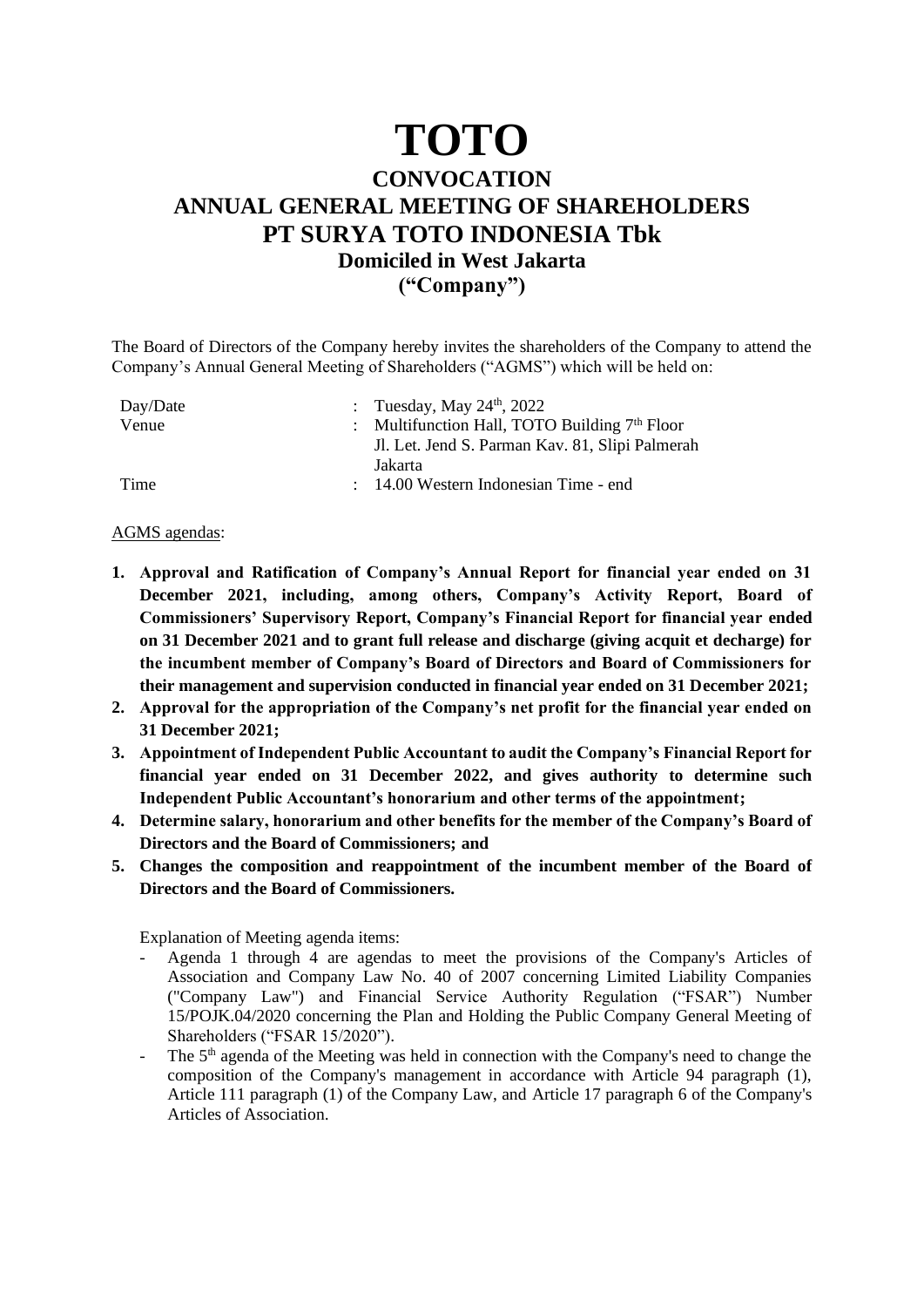# TOTO

## CONVOCATION
## ANNUAL GENERAL MEETING OF SHAREHOLDERS
## PT SURYA TOTO INDONESIA Tbk
### Domiciled in West Jakarta
### ("Company")

The Board of Directors of the Company hereby invites the shareholders of the Company to attend the Company's Annual General Meeting of Shareholders ("AGMS") which will be held on:

| | | |
|---|---|---|
| Day/Date | : | Tuesday, May 24th, 2022 |
| Venue | : | Multifunction Hall, TOTO Building 7th Floor<br>Jl. Let. Jend S. Parman Kav. 81, Slipi Palmerah<br>Jakarta |
| Time | : | 14.00 Western Indonesian Time - end |

AGMS agendas:

1. **Approval and Ratification of Company's Annual Report for financial year ended on 31 December 2021, including, among others, Company's Activity Report, Board of Commissioners' Supervisory Report, Company's Financial Report for financial year ended on 31 December 2021 and to grant full release and discharge (giving acquit et decharge) for the incumbent member of Company's Board of Directors and Board of Commissioners for their management and supervision conducted in financial year ended on 31 December 2021;**
2. **Approval for the appropriation of the Company's net profit for the financial year ended on 31 December 2021;**
3. **Appointment of Independent Public Accountant to audit the Company's Financial Report for financial year ended on 31 December 2022, and gives authority to determine such Independent Public Accountant's honorarium and other terms of the appointment;**
4. **Determine salary, honorarium and other benefits for the member of the Company's Board of Directors and the Board of Commissioners; and**
5. **Changes the composition and reappointment of the incumbent member of the Board of Directors and the Board of Commissioners.**

Explanation of Meeting agenda items:

- Agenda 1 through 4 are agendas to meet the provisions of the Company's Articles of Association and Company Law No. 40 of 2007 concerning Limited Liability Companies ("Company Law") and Financial Service Authority Regulation ("FSAR") Number 15/POJK.04/2020 concerning the Plan and Holding the Public Company General Meeting of Shareholders ("FSAR 15/2020").
- The 5th agenda of the Meeting was held in connection with the Company's need to change the composition of the Company's management in accordance with Article 94 paragraph (1), Article 111 paragraph (1) of the Company Law, and Article 17 paragraph 6 of the Company's Articles of Association.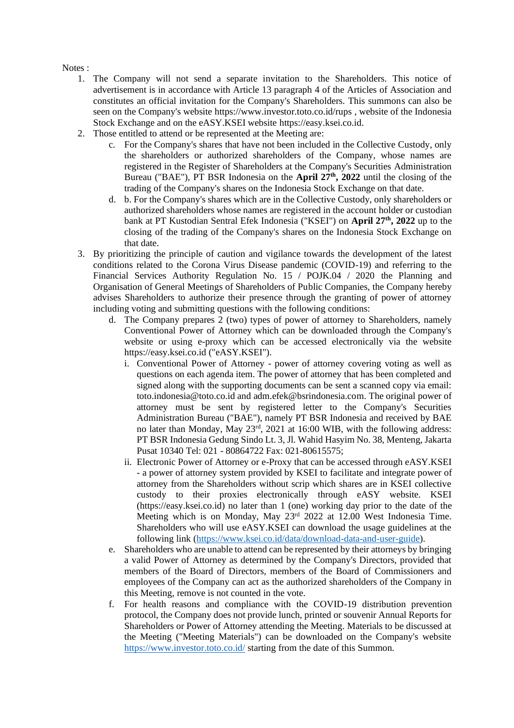Notes :

1. The Company will not send a separate invitation to the Shareholders. This notice of advertisement is in accordance with Article 13 paragraph 4 of the Articles of Association and constitutes an official invitation for the Company's Shareholders. This summons can also be seen on the Company's website https://www.investor.toto.co.id/rups , website of the Indonesia Stock Exchange and on the eASY.KSEI website https://easy.ksei.co.id.
2. Those entitled to attend or be represented at the Meeting are:
   c. For the Company's shares that have not been included in the Collective Custody, only the shareholders or authorized shareholders of the Company, whose names are registered in the Register of Shareholders at the Company's Securities Administration Bureau ("BAE"), PT BSR Indonesia on the **April 27th, 2022** until the closing of the trading of the Company's shares on the Indonesia Stock Exchange on that date.
   d. b. For the Company's shares which are in the Collective Custody, only shareholders or authorized shareholders whose names are registered in the account holder or custodian bank at PT Kustodian Sentral Efek Indonesia ("KSEI") on **April 27th, 2022** up to the closing of the trading of the Company's shares on the Indonesia Stock Exchange on that date.
3. By prioritizing the principle of caution and vigilance towards the development of the latest conditions related to the Corona Virus Disease pandemic (COVID-19) and referring to the Financial Services Authority Regulation No. 15 / POJK.04 / 2020 the Planning and Organisation of General Meetings of Shareholders of Public Companies, the Company hereby advises Shareholders to authorize their presence through the granting of power of attorney including voting and submitting questions with the following conditions:
   d. The Company prepares 2 (two) types of power of attorney to Shareholders, namely Conventional Power of Attorney which can be downloaded through the Company's website or using e-proxy which can be accessed electronically via the website https://easy.ksei.co.id ("eASY.KSEI").
      i. Conventional Power of Attorney - power of attorney covering voting as well as questions on each agenda item. The power of attorney that has been completed and signed along with the supporting documents can be sent a scanned copy via email: toto.indonesia@toto.co.id and adm.efek@bsrindonesia.com. The original power of attorney must be sent by registered letter to the Company's Securities Administration Bureau ("BAE"), namely PT BSR Indonesia and received by BAE no later than Monday, May 23rd, 2021 at 16:00 WIB, with the following address: PT BSR Indonesia Gedung Sindo Lt. 3, Jl. Wahid Hasyim No. 38, Menteng, Jakarta Pusat 10340 Tel: 021 - 80864722 Fax: 021-80615575;
      ii. Electronic Power of Attorney or e-Proxy that can be accessed through eASY.KSEI - a power of attorney system provided by KSEI to facilitate and integrate power of attorney from the Shareholders without scrip which shares are in KSEI collective custody to their proxies electronically through eASY website. KSEI (https://easy.ksei.co.id) no later than 1 (one) working day prior to the date of the Meeting which is on Monday, May 23rd 2022 at 12.00 West Indonesia Time. Shareholders who will use eASY.KSEI can download the usage guidelines at the following link (https://www.ksei.co.id/data/download-data-and-user-guide).
   e. Shareholders who are unable to attend can be represented by their attorneys by bringing a valid Power of Attorney as determined by the Company's Directors, provided that members of the Board of Directors, members of the Board of Commissioners and employees of the Company can act as the authorized shareholders of the Company in this Meeting, remove is not counted in the vote.
   f. For health reasons and compliance with the COVID-19 distribution prevention protocol, the Company does not provide lunch, printed or souvenir Annual Reports for Shareholders or Power of Attorney attending the Meeting. Materials to be discussed at the Meeting ("Meeting Materials") can be downloaded on the Company's website https://www.investor.toto.co.id/ starting from the date of this Summon.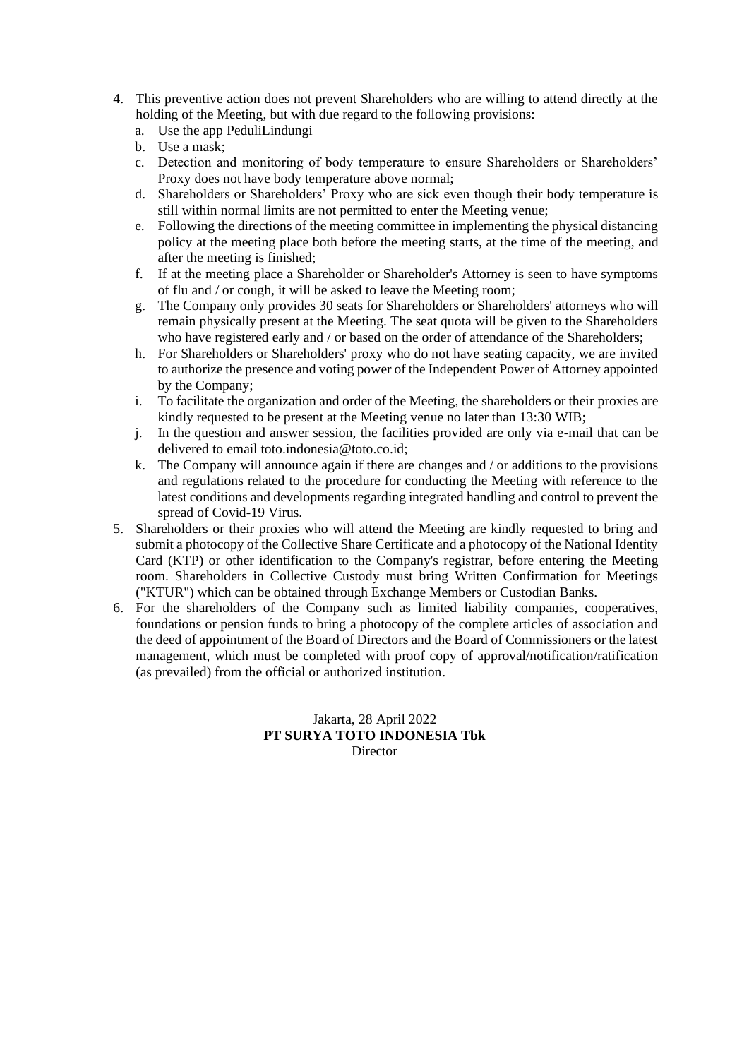4. This preventive action does not prevent Shareholders who are willing to attend directly at the holding of the Meeting, but with due regard to the following provisions:
   a. Use the app PeduliLindungi
   b. Use a mask;
   c. Detection and monitoring of body temperature to ensure Shareholders or Shareholders' Proxy does not have body temperature above normal;
   d. Shareholders or Shareholders' Proxy who are sick even though their body temperature is still within normal limits are not permitted to enter the Meeting venue;
   e. Following the directions of the meeting committee in implementing the physical distancing policy at the meeting place both before the meeting starts, at the time of the meeting, and after the meeting is finished;
   f. If at the meeting place a Shareholder or Shareholder's Attorney is seen to have symptoms of flu and / or cough, it will be asked to leave the Meeting room;
   g. The Company only provides 30 seats for Shareholders or Shareholders' attorneys who will remain physically present at the Meeting. The seat quota will be given to the Shareholders who have registered early and / or based on the order of attendance of the Shareholders;
   h. For Shareholders or Shareholders' proxy who do not have seating capacity, we are invited to authorize the presence and voting power of the Independent Power of Attorney appointed by the Company;
   i. To facilitate the organization and order of the Meeting, the shareholders or their proxies are kindly requested to be present at the Meeting venue no later than 13:30 WIB;
   j. In the question and answer session, the facilities provided are only via e-mail that can be delivered to email toto.indonesia@toto.co.id;
   k. The Company will announce again if there are changes and / or additions to the provisions and regulations related to the procedure for conducting the Meeting with reference to the latest conditions and developments regarding integrated handling and control to prevent the spread of Covid-19 Virus.
5. Shareholders or their proxies who will attend the Meeting are kindly requested to bring and submit a photocopy of the Collective Share Certificate and a photocopy of the National Identity Card (KTP) or other identification to the Company's registrar, before entering the Meeting room. Shareholders in Collective Custody must bring Written Confirmation for Meetings ("KTUR") which can be obtained through Exchange Members or Custodian Banks.
6. For the shareholders of the Company such as limited liability companies, cooperatives, foundations or pension funds to bring a photocopy of the complete articles of association and the deed of appointment of the Board of Directors and the Board of Commissioners or the latest management, which must be completed with proof copy of approval/notification/ratification (as prevailed) from the official or authorized institution.

Jakarta, 28 April 2022
**PT SURYA TOTO INDONESIA Tbk**
Director